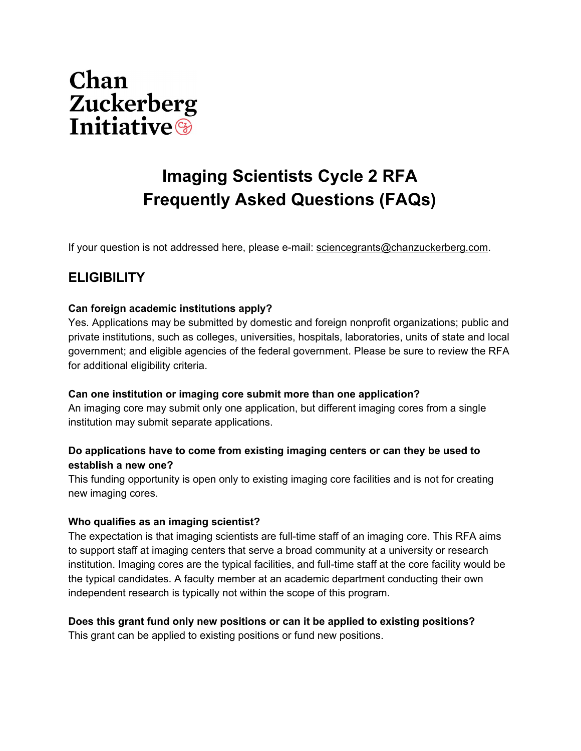Chan Zuckerberg Initiative

# Imaging Scientists Cycle 2 RFA
# Frequently Asked Questions (FAQs)

If your question is not addressed here, please e-mail: sciencegrants@chanzuckerberg.com.

## ELIGIBILITY

**Can foreign academic institutions apply?**
Yes. Applications may be submitted by domestic and foreign nonprofit organizations; public and private institutions, such as colleges, universities, hospitals, laboratories, units of state and local government; and eligible agencies of the federal government. Please be sure to review the RFA for additional eligibility criteria.

**Can one institution or imaging core submit more than one application?**
An imaging core may submit only one application, but different imaging cores from a single institution may submit separate applications.

**Do applications have to come from existing imaging centers or can they be used to establish a new one?**
This funding opportunity is open only to existing imaging core facilities and is not for creating new imaging cores.

**Who qualifies as an imaging scientist?**
The expectation is that imaging scientists are full-time staff of an imaging core. This RFA aims to support staff at imaging centers that serve a broad community at a university or research institution. Imaging cores are the typical facilities, and full-time staff at the core facility would be the typical candidates. A faculty member at an academic department conducting their own independent research is typically not within the scope of this program.

**Does this grant fund only new positions or can it be applied to existing positions?**
This grant can be applied to existing positions or fund new positions.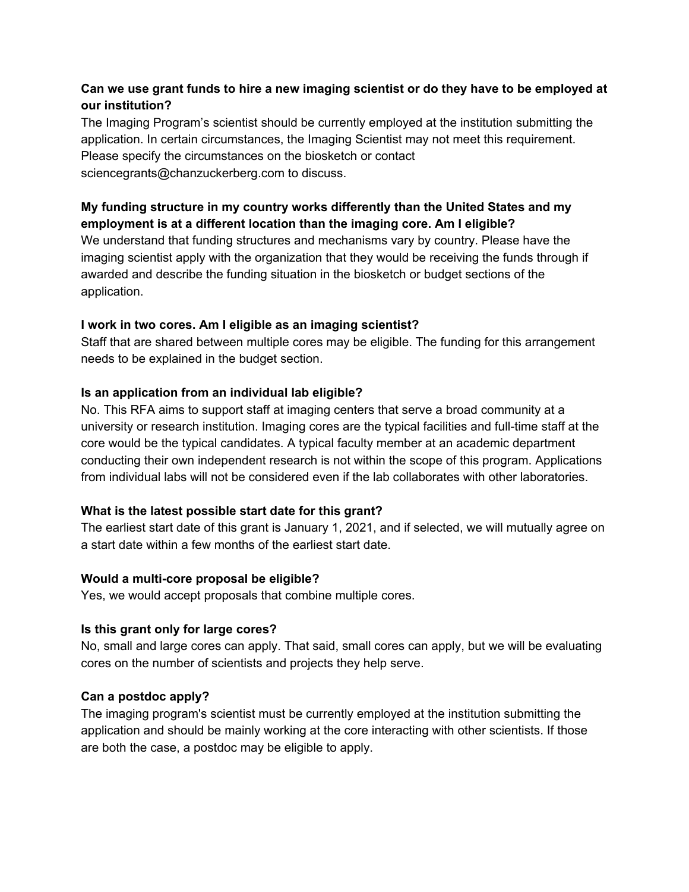**Can we use grant funds to hire a new imaging scientist or do they have to be employed at our institution?**

The Imaging Program's scientist should be currently employed at the institution submitting the application. In certain circumstances, the Imaging Scientist may not meet this requirement. Please specify the circumstances on the biosketch or contact sciencegrants@chanzuckerberg.com to discuss.

**My funding structure in my country works differently than the United States and my employment is at a different location than the imaging core. Am I eligible?**

We understand that funding structures and mechanisms vary by country. Please have the imaging scientist apply with the organization that they would be receiving the funds through if awarded and describe the funding situation in the biosketch or budget sections of the application.

**I work in two cores. Am I eligible as an imaging scientist?**

Staff that are shared between multiple cores may be eligible. The funding for this arrangement needs to be explained in the budget section.

**Is an application from an individual lab eligible?**

No. This RFA aims to support staff at imaging centers that serve a broad community at a university or research institution. Imaging cores are the typical facilities and full-time staff at the core would be the typical candidates. A typical faculty member at an academic department conducting their own independent research is not within the scope of this program. Applications from individual labs will not be considered even if the lab collaborates with other laboratories.

**What is the latest possible start date for this grant?**

The earliest start date of this grant is January 1, 2021, and if selected, we will mutually agree on a start date within a few months of the earliest start date.

**Would a multi-core proposal be eligible?**

Yes, we would accept proposals that combine multiple cores.

**Is this grant only for large cores?**

No, small and large cores can apply. That said, small cores can apply, but we will be evaluating cores on the number of scientists and projects they help serve.

**Can a postdoc apply?**

The imaging program's scientist must be currently employed at the institution submitting the application and should be mainly working at the core interacting with other scientists. If those are both the case, a postdoc may be eligible to apply.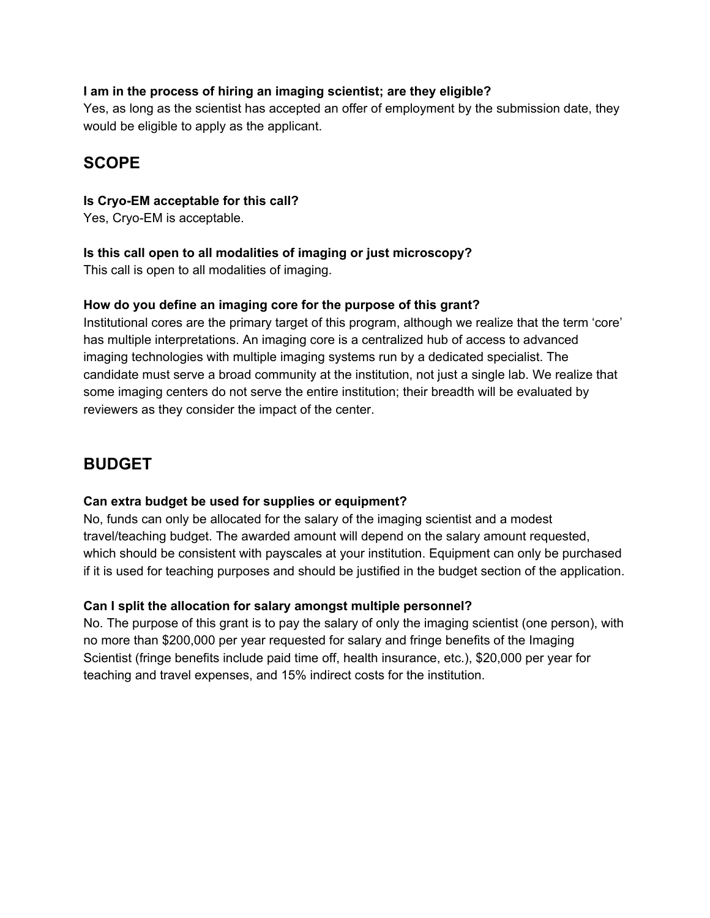**I am in the process of hiring an imaging scientist; are they eligible?**
Yes, as long as the scientist has accepted an offer of employment by the submission date, they would be eligible to apply as the applicant.

## SCOPE

**Is Cryo-EM acceptable for this call?**
Yes, Cryo-EM is acceptable.

**Is this call open to all modalities of imaging or just microscopy?**
This call is open to all modalities of imaging.

**How do you define an imaging core for the purpose of this grant?**
Institutional cores are the primary target of this program, although we realize that the term 'core' has multiple interpretations. An imaging core is a centralized hub of access to advanced imaging technologies with multiple imaging systems run by a dedicated specialist. The candidate must serve a broad community at the institution, not just a single lab. We realize that some imaging centers do not serve the entire institution; their breadth will be evaluated by reviewers as they consider the impact of the center.

## BUDGET

**Can extra budget be used for supplies or equipment?**
No, funds can only be allocated for the salary of the imaging scientist and a modest travel/teaching budget. The awarded amount will depend on the salary amount requested, which should be consistent with payscales at your institution. Equipment can only be purchased if it is used for teaching purposes and should be justified in the budget section of the application.

**Can I split the allocation for salary amongst multiple personnel?**
No. The purpose of this grant is to pay the salary of only the imaging scientist (one person), with no more than $200,000 per year requested for salary and fringe benefits of the Imaging Scientist (fringe benefits include paid time off, health insurance, etc.), $20,000 per year for teaching and travel expenses, and 15% indirect costs for the institution.